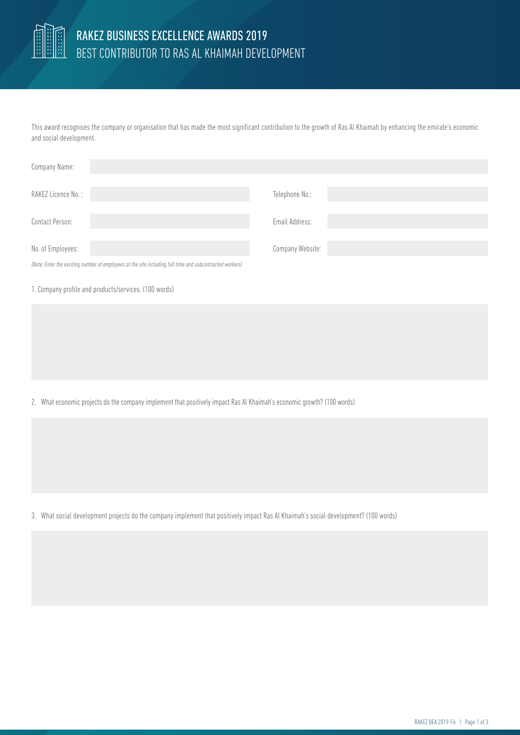# RAKEZ BUSINESS EXCELLENCE AWARDS 2019

## BEST CONTRIBUTOR TO RAS AL KHAIMAH DEVELOPMENT

This award recognises the company or organisation that has made the most significant contribution to the growth of Ras Al Khaimah by enhancing the emirate's economic and social development.

| | | | |
|---|---|---|---|
| Company Name: | | | |
| RAKEZ Licence No. : | | Telephone No.: | |
| Contact Person: | | Email Address: | |
| No. of Employees: | | Company Website: | |

*(Note: Enter the existing number of employees at the site including full time and subcontracted workers)*

1. Company profile and products/services. (100 words)

2. What economic projects do the company implement that positively impact Ras Al Khaimah's economic growth? (100 words)

3. What social development projects do the company implement that positively impact Ras Al Khaimah's social development? (100 words)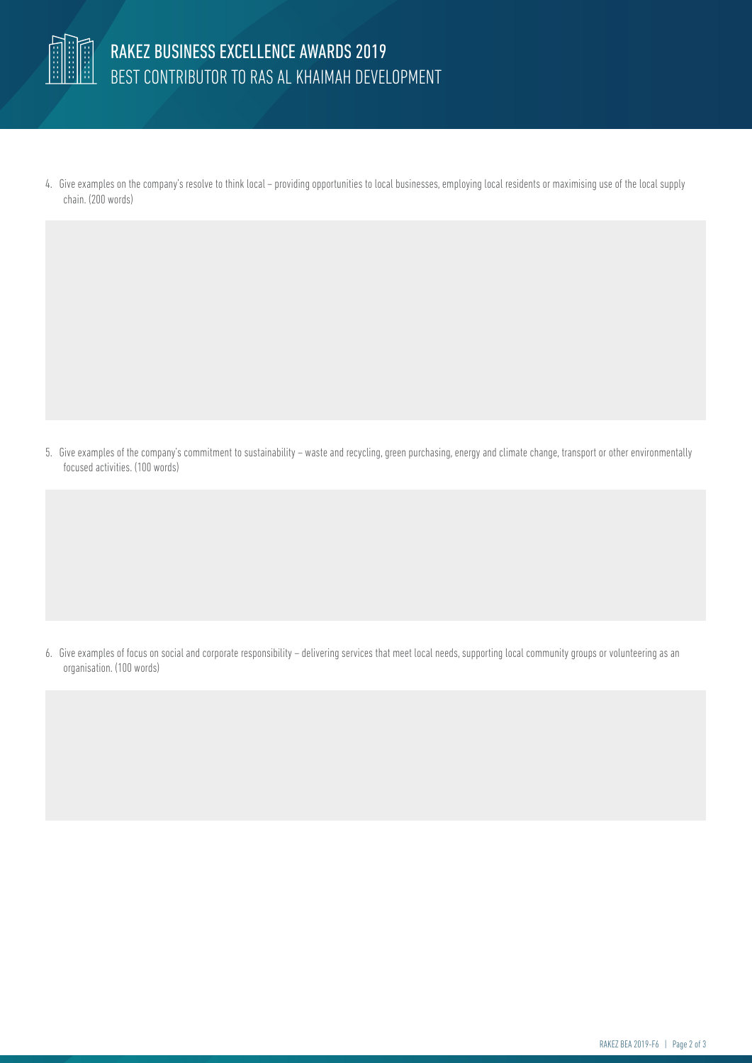4. Give examples on the company's resolve to think local – providing opportunities to local businesses, employing local residents or maximising use of the local supply chain. (200 words)

5. Give examples of the company's commitment to sustainability – waste and recycling, green purchasing, energy and climate change, transport or other environmentally focused activities. (100 words)

6. Give examples of focus on social and corporate responsibility – delivering services that meet local needs, supporting local community groups or volunteering as an organisation. (100 words)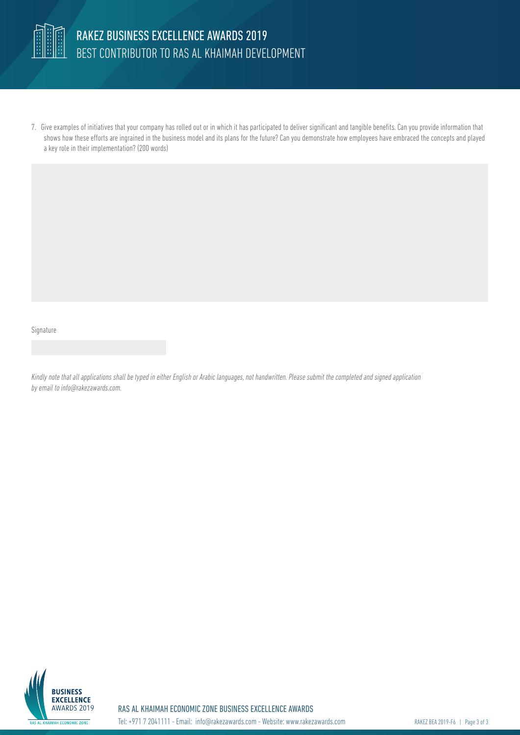7. Give examples of initiatives that your company has rolled out or in which it has participated to deliver significant and tangible benefits. Can you provide information that shows how these efforts are ingrained in the business model and its plans for the future? Can you demonstrate how employees have embraced the concepts and played a key role in their implementation? (200 words)

Signature

*Kindly note that all applications shall be typed in either English or Arabic languages, not handwritten. Please submit the completed and signed application by email to info@rakezawards.com.*